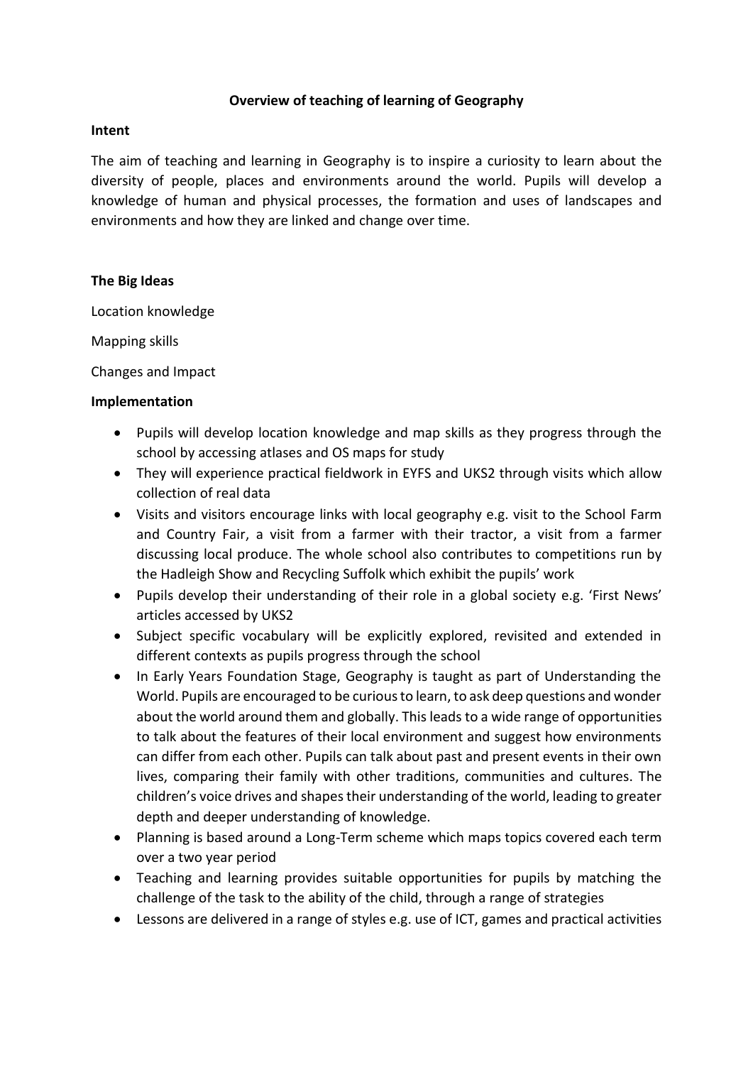# Overview of teaching of learning of Geography

## Intent

The aim of teaching and learning in Geography is to inspire a curiosity to learn about the diversity of people, places and environments around the world. Pupils will develop a knowledge of human and physical processes, the formation and uses of landscapes and environments and how they are linked and change over time.

## The Big Ideas

Location knowledge

Mapping skills

Changes and Impact

## Implementation

- Pupils will develop location knowledge and map skills as they progress through the school by accessing atlases and OS maps for study
- They will experience practical fieldwork in EYFS and UKS2 through visits which allow collection of real data
- Visits and visitors encourage links with local geography e.g. visit to the School Farm and Country Fair, a visit from a farmer with their tractor, a visit from a farmer discussing local produce. The whole school also contributes to competitions run by the Hadleigh Show and Recycling Suffolk which exhibit the pupils' work
- Pupils develop their understanding of their role in a global society e.g. 'First News' articles accessed by UKS2
- Subject specific vocabulary will be explicitly explored, revisited and extended in different contexts as pupils progress through the school
- In Early Years Foundation Stage, Geography is taught as part of Understanding the World. Pupils are encouraged to be curious to learn, to ask deep questions and wonder about the world around them and globally. This leads to a wide range of opportunities to talk about the features of their local environment and suggest how environments can differ from each other. Pupils can talk about past and present events in their own lives, comparing their family with other traditions, communities and cultures. The children's voice drives and shapes their understanding of the world, leading to greater depth and deeper understanding of knowledge.
- Planning is based around a Long-Term scheme which maps topics covered each term over a two year period
- Teaching and learning provides suitable opportunities for pupils by matching the challenge of the task to the ability of the child, through a range of strategies
- Lessons are delivered in a range of styles e.g. use of ICT, games and practical activities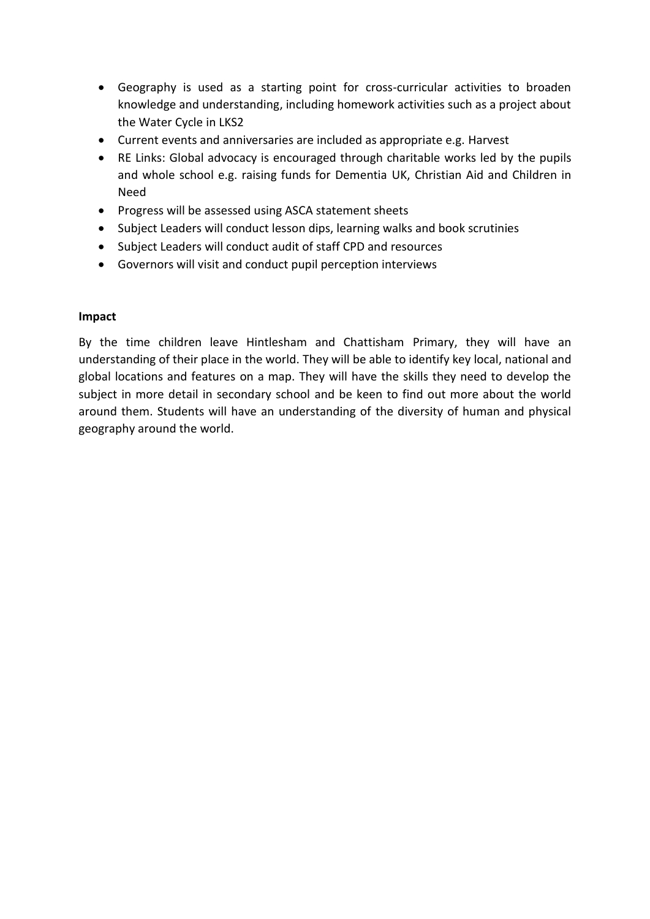- Geography is used as a starting point for cross-curricular activities to broaden knowledge and understanding, including homework activities such as a project about the Water Cycle in LKS2
- Current events and anniversaries are included as appropriate e.g. Harvest
- RE Links: Global advocacy is encouraged through charitable works led by the pupils and whole school e.g. raising funds for Dementia UK, Christian Aid and Children in Need
- Progress will be assessed using ASCA statement sheets
- Subject Leaders will conduct lesson dips, learning walks and book scrutinies
- Subject Leaders will conduct audit of staff CPD and resources
- Governors will visit and conduct pupil perception interviews

**Impact**

By the time children leave Hintlesham and Chattisham Primary, they will have an understanding of their place in the world. They will be able to identify key local, national and global locations and features on a map. They will have the skills they need to develop the subject in more detail in secondary school and be keen to find out more about the world around them. Students will have an understanding of the diversity of human and physical geography around the world.